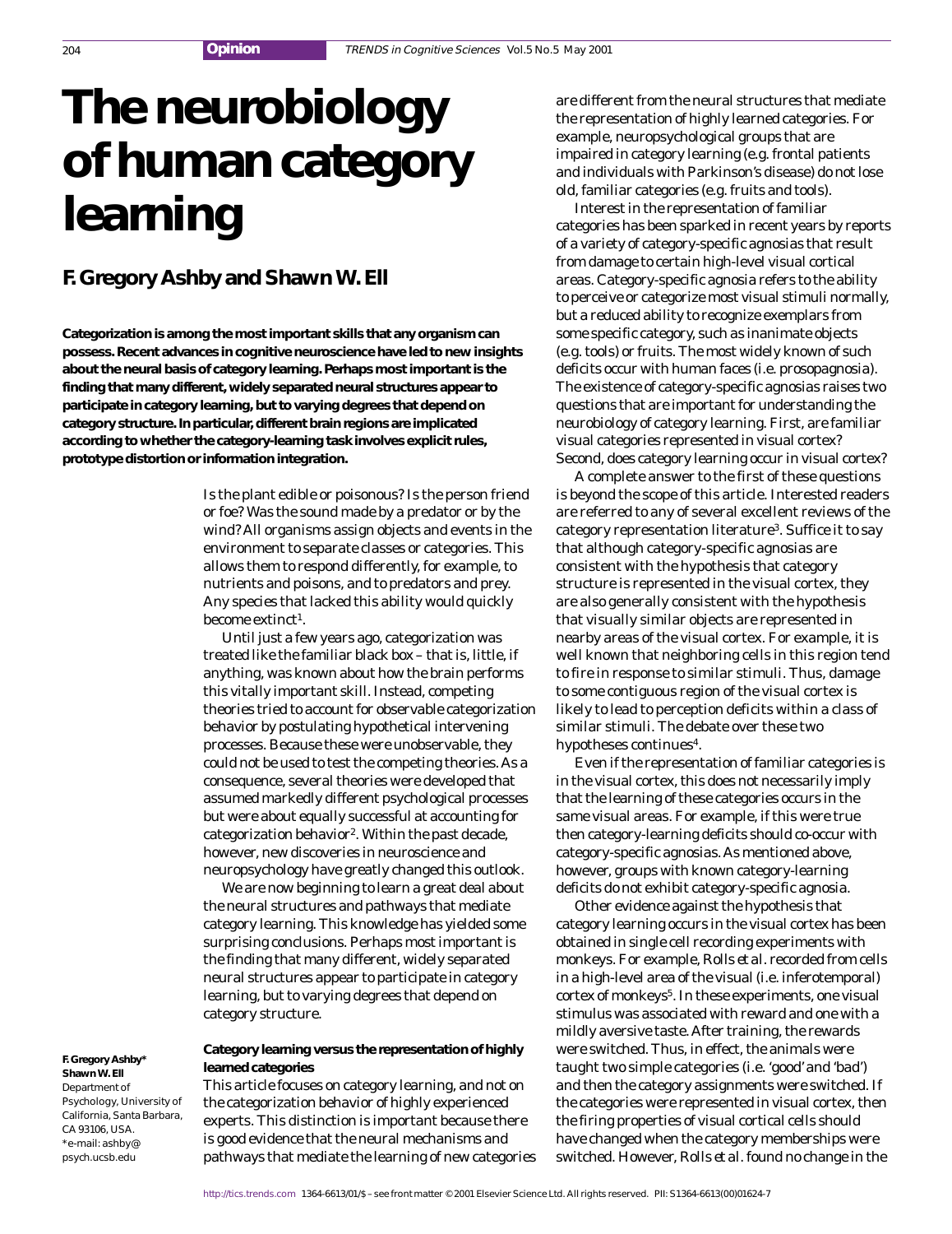# The neurobiology of human category learning

## F. Gregory Ashby and Shawn W. Ell

**Categorization is among the most important skills that any organism can possess. Recent advances in cognitive neuroscience have led to new insights about the neural basis of category learning. Perhaps most important is the finding that many different, widely separated neural structures appear to participate in category learning, but to varying degrees that depend on category structure. In particular, different brain regions are implicated according to whether the category-learning task involves explicit rules, prototype distortion or information integration.**

Is the plant edible or poisonous? Is the person friend or foe? Was the sound made by a predator or by the wind? All organisms assign objects and events in the environment to separate classes or categories. This allows them to respond differently, for example, to nutrients and poisons, and to predators and prey. Any species that lacked this ability would quickly become extinct[1].

Until just a few years ago, categorization was treated like the familiar black box – that is, little, if anything, was known about how the brain performs this vitally important skill. Instead, competing theories tried to account for observable categorization behavior by postulating hypothetical intervening processes. Because these were unobservable, they could not be used to test the competing theories. As a consequence, several theories were developed that assumed markedly different psychological processes but were about equally successful at accounting for categorization behavior[2]. Within the past decade, however, new discoveries in neuroscience and neuropsychology have greatly changed this outlook.

We are now beginning to learn a great deal about the neural structures and pathways that mediate category learning. This knowledge has yielded some surprising conclusions. Perhaps most important is the finding that many different, widely separated neural structures appear to participate in category learning, but to varying degrees that depend on category structure.

**F. Gregory Ashby***
**Shawn W. Ell**
Department of Psychology, University of California, Santa Barbara, CA 93106, USA.
*e-mail: ashby@psych.ucsb.edu

### Category learning versus the representation of highly learned categories

This article focuses on category learning, and not on the categorization behavior of highly experienced experts. This distinction is important because there is good evidence that the neural mechanisms and pathways that mediate the learning of new categories are different from the neural structures that mediate the representation of highly learned categories. For example, neuropsychological groups that are impaired in category learning (e.g. frontal patients and individuals with Parkinson's disease) do not lose old, familiar categories (e.g. fruits and tools).

Interest in the representation of familiar categories has been sparked in recent years by reports of a variety of category-specific agnosias that result from damage to certain high-level visual cortical areas. Category-specific agnosia refers to the ability to perceive or categorize most visual stimuli normally, but a reduced ability to recognize exemplars from some specific category, such as inanimate objects (e.g. tools) or fruits. The most widely known of such deficits occur with human faces (i.e. prosopagnosia). The existence of category-specific agnosias raises two questions that are important for understanding the neurobiology of category learning. First, are familiar visual categories represented in visual cortex? Second, does category learning occur in visual cortex?

A complete answer to the first of these questions is beyond the scope of this article. Interested readers are referred to any of several excellent reviews of the category representation literature[3]. Suffice it to say that although category-specific agnosias are consistent with the hypothesis that category structure is represented in the visual cortex, they are also generally consistent with the hypothesis that visually similar objects are represented in nearby areas of the visual cortex. For example, it is well known that neighboring cells in this region tend to fire in response to similar stimuli. Thus, damage to some contiguous region of the visual cortex is likely to lead to perception deficits within a class of similar stimuli. The debate over these two hypotheses continues[4].

Even if the representation of familiar categories is in the visual cortex, this does not necessarily imply that the learning of these categories occurs in the same visual areas. For example, if this were true then category-learning deficits should co-occur with category-specific agnosias. As mentioned above, however, groups with known category-learning deficits do not exhibit category-specific agnosia.

Other evidence against the hypothesis that category learning occurs in the visual cortex has been obtained in single cell recording experiments with monkeys. For example, Rolls *et al.* recorded from cells in a high-level area of the visual (i.e. inferotemporal) cortex of monkeys[5]. In these experiments, one visual stimulus was associated with reward and one with a mildly aversive taste. After training, the rewards were switched. Thus, in effect, the animals were taught two simple categories (i.e. 'good' and 'bad') and then the category assignments were switched. If the categories were represented in visual cortex, then the firing properties of visual cortical cells should have changed when the category memberships were switched. However, Rolls *et al.* found no change in the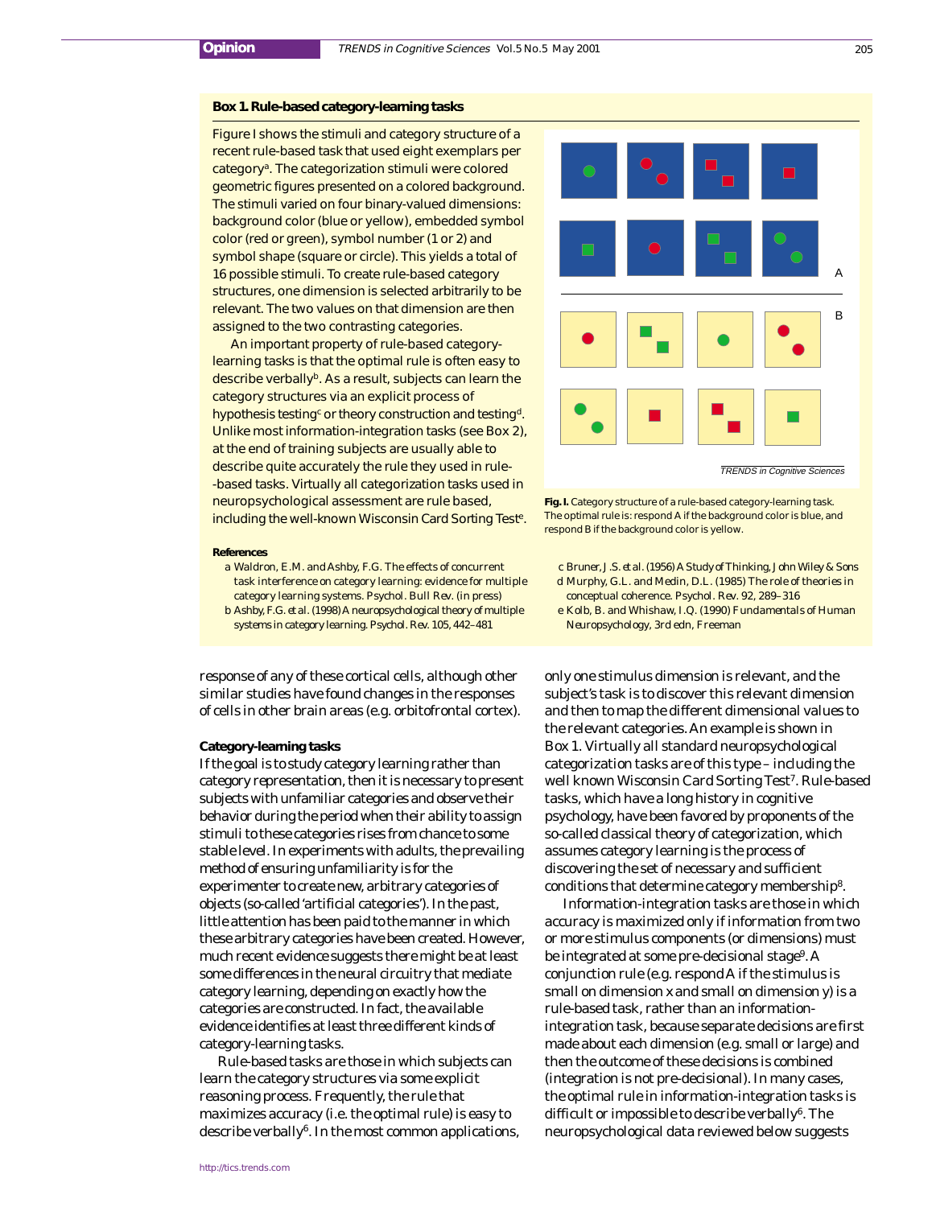### Box 1. Rule-based category-learning tasks

Figure I shows the stimuli and category structure of a recent rule-based task that used eight exemplars per category[a]. The categorization stimuli were colored geometric figures presented on a colored background. The stimuli varied on four binary-valued dimensions: background color (blue or yellow), embedded symbol color (red or green), symbol number (1 or 2) and symbol shape (square or circle). This yields a total of 16 possible stimuli. To create rule-based category structures, one dimension is selected arbitrarily to be relevant. The two values on that dimension are then assigned to the two contrasting categories.

An important property of rule-based category-learning tasks is that the optimal rule is often easy to describe verbally[b]. As a result, subjects can learn the category structures via an explicit process of hypothesis testing[c] or theory construction and testing[d]. Unlike most information-integration tasks (see Box 2), at the end of training subjects are usually able to describe quite accurately the rule they used in rule-based tasks. Virtually all categorization tasks used in neuropsychological assessment are rule based, including the well-known Wisconsin Card Sorting Test[e].

**Fig. I.** Category structure of a rule-based category-learning task. The optimal rule is: respond A if the background color is blue, and respond B if the background color is yellow.

**References**

a Waldron, E.M. and Ashby, F.G. The effects of concurrent task interference on category learning: evidence for multiple category learning systems. Psychol. Bull Rev. (in press)

b Ashby, F.G. *et al.* (1998) A neuropsychological theory of multiple systems in category learning. Psychol. Rev. 105, 442–481

c Bruner, J.S. *et al.* (1956) *A Study of Thinking*, John Wiley & Sons

d Murphy, G.L. and Medin, D.L. (1985) The role of theories in conceptual coherence. Psychol. Rev. 92, 289–316

e Kolb, B. and Whishaw, I.Q. (1990) *Fundamentals of Human Neuropsychology*, 3rd edn, Freeman

---

response of any of these cortical cells, although other similar studies have found changes in the responses of cells in other brain areas (e.g. orbitofrontal cortex).

**Category-learning tasks**

If the goal is to study category learning rather than category representation, then it is necessary to present subjects with unfamiliar categories and observe their behavior during the period when their ability to assign stimuli to these categories rises from chance to some stable level. In experiments with adults, the prevailing method of ensuring unfamiliarity is for the experimenter to create new, arbitrary categories of objects (so-called 'artificial categories'). In the past, little attention has been paid to the manner in which these arbitrary categories have been created. However, much recent evidence suggests there might be at least some differences in the neural circuitry that mediate category learning, depending on exactly how the categories are constructed. In fact, the available evidence identifies at least three different kinds of category-learning tasks.

Rule-based tasks are those in which subjects can learn the category structures via some explicit reasoning process. Frequently, the rule that maximizes accuracy (i.e. the optimal rule) is easy to describe verbally[6]. In the most common applications, only one stimulus dimension is relevant, and the subject's task is to discover this relevant dimension and then to map the different dimensional values to the relevant categories. An example is shown in Box 1. Virtually all standard neuropsychological categorization tasks are of this type – including the well known Wisconsin Card Sorting Test[7]. Rule-based tasks, which have a long history in cognitive psychology, have been favored by proponents of the so-called classical theory of categorization, which assumes category learning is the process of discovering the set of necessary and sufficient conditions that determine category membership[8].

Information-integration tasks are those in which accuracy is maximized only if information from two or more stimulus components (or dimensions) must be integrated at some pre-decisional stage[9]. A conjunction rule (e.g. respond A if the stimulus is small on dimension *x* and small on dimension *y*) is a rule-based task, rather than an information-integration task, because separate decisions are first made about each dimension (e.g. small or large) and then the outcome of these decisions is combined (integration is not pre-decisional). In many cases, the optimal rule in information-integration tasks is difficult or impossible to describe verbally[6]. The neuropsychological data reviewed below suggests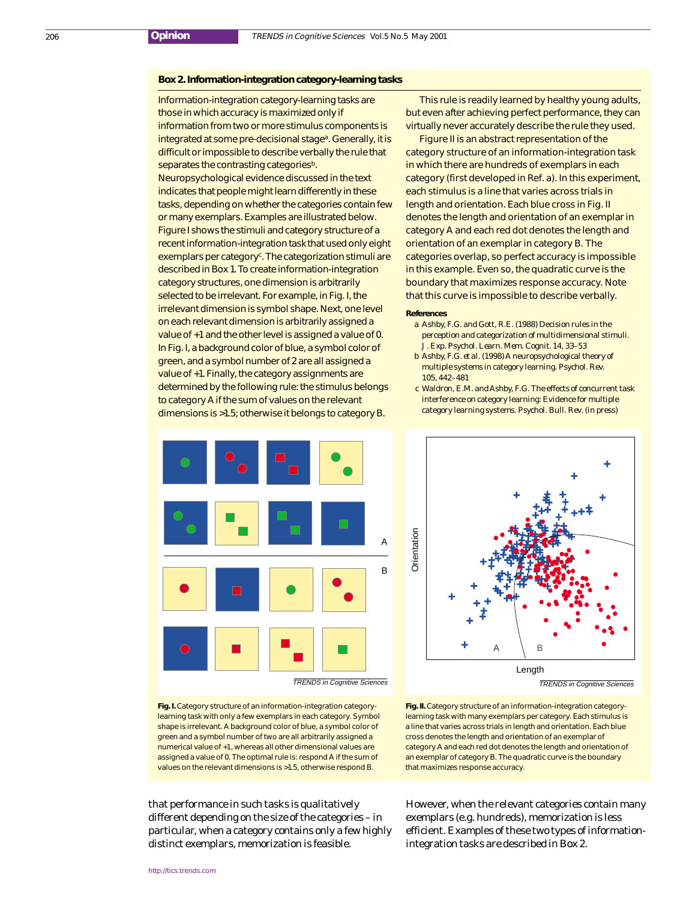## Box 2. Information-integration category-learning tasks

Information-integration category-learning tasks are those in which accuracy is maximized only if information from two or more stimulus components is integrated at some pre-decisional stage[a]. Generally, it is difficult or impossible to describe verbally the rule that separates the contrasting categories[b]. Neuropsychological evidence discussed in the text indicates that people might learn differently in these tasks, depending on whether the categories contain few or many exemplars. Examples are illustrated below.

Figure I shows the stimuli and category structure of a recent information-integration task that used only eight exemplars per category[c]. The categorization stimuli are described in Box 1. To create information-integration category structures, one dimension is arbitrarily selected to be irrelevant. For example, in Fig. I, the irrelevant dimension is symbol shape. Next, one level on each relevant dimension is arbitrarily assigned a value of +1 and the other level is assigned a value of 0. In Fig. I, a background color of blue, a symbol color of green, and a symbol number of 2 are all assigned a value of +1. Finally, the category assignments are determined by the following rule: the stimulus belongs to category A if the sum of values on the relevant dimensions is >1.5; otherwise it belongs to category B.

This rule is readily learned by healthy young adults, but even after achieving perfect performance, they can virtually never accurately describe the rule they used.

Figure II is an abstract representation of the category structure of an information-integration task in which there are hundreds of exemplars in each category (first developed in Ref. a). In this experiment, each stimulus is a line that varies across trials in length and orientation. Each blue cross in Fig. II denotes the length and orientation of an exemplar in category A and each red dot denotes the length and orientation of an exemplar in category B. The categories overlap, so perfect accuracy is impossible in this example. Even so, the quadratic curve is the boundary that maximizes response accuracy. Note that this curve is impossible to describe verbally.

**References**

a Ashby, F.G. and Gott, R.E. (1988) Decision rules in the perception and categorization of multidimensional stimuli. *J. Exp. Psychol. Learn. Mem. Cognit.* 14, 33–53

b Ashby, F.G. *et al.* (1998) A neuropsychological theory of multiple systems in category learning. *Psychol. Rev.* 105, 442–481

c Waldron, E.M. and Ashby, F.G. The effects of concurrent task interference on category learning: Evidence for multiple category learning systems. *Psychol. Bull. Rev.* (in press)

**Fig. I.** Category structure of an information-integration category-learning task with only a few exemplars in each category. Symbol shape is irrelevant. A background color of blue, a symbol color of green and a symbol number of two are all arbitrarily assigned a numerical value of +1, whereas all other dimensional values are assigned a value of 0. The optimal rule is: respond A if the sum of values on the relevant dimensions is >1.5, otherwise respond B.

**Fig. II.** Category structure of an information-integration category-learning task with many exemplars per category. Each stimulus is a line that varies across trials in length and orientation. Each blue cross denotes the length and orientation of an exemplar of category A and each red dot denotes the length and orientation of an exemplar of category B. The quadratic curve is the boundary that maximizes response accuracy.

that performance in such tasks is qualitatively different depending on the size of the categories – in particular, when a category contains only a few highly distinct exemplars, memorization is feasible. However, when the relevant categories contain many exemplars (e.g. hundreds), memorization is less efficient. Examples of these two types of information-integration tasks are described in Box 2.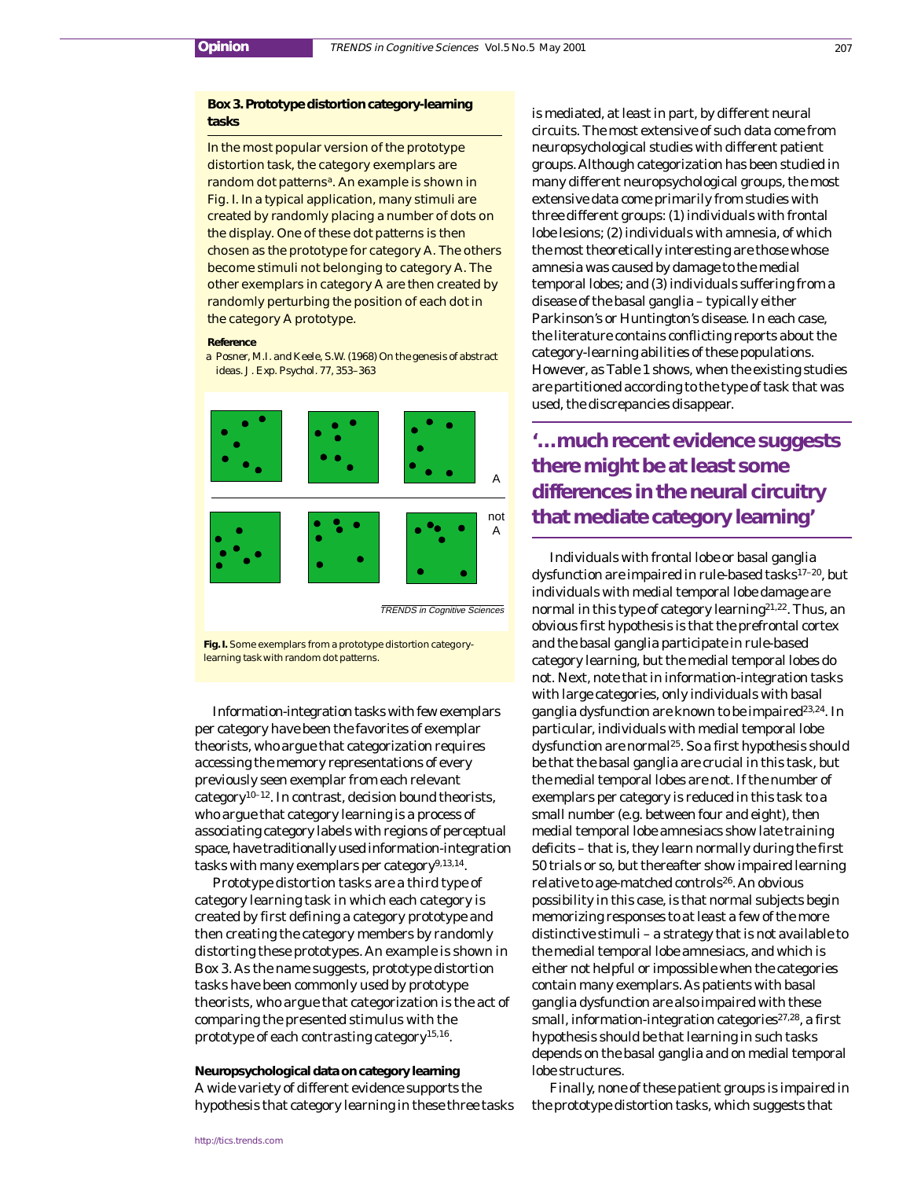### Box 3. Prototype distortion category-learning tasks

In the most popular version of the prototype distortion task, the category exemplars are random dot patterns[a]. An example is shown in Fig. I. In a typical application, many stimuli are created by randomly placing a number of dots on the display. One of these dot patterns is then chosen as the prototype for category A. The others become stimuli not belonging to category A. The other exemplars in category A are then created by randomly perturbing the position of each dot in the category A prototype.

**Reference**

a Posner, M.I. and Keele, S.W. (1968) On the genesis of abstract ideas. *J. Exp. Psychol.* 77, 353–363

**Fig. I.** Some exemplars from a prototype distortion category-learning task with random dot patterns.

Information-integration tasks with few exemplars per category have been the favorites of exemplar theorists, who argue that categorization requires accessing the memory representations of every previously seen exemplar from each relevant category[10–12]. In contrast, decision bound theorists, who argue that category learning is a process of associating category labels with regions of perceptual space, have traditionally used information-integration tasks with many exemplars per category[9,13,14].

Prototype distortion tasks are a third type of category learning task in which each category is created by first defining a category prototype and then creating the category members by randomly distorting these prototypes. An example is shown in Box 3. As the name suggests, prototype distortion tasks have been commonly used by prototype theorists, who argue that categorization is the act of comparing the presented stimulus with the prototype of each contrasting category[15,16].

#### Neuropsychological data on category learning

A wide variety of different evidence supports the hypothesis that category learning in these three tasks is mediated, at least in part, by different neural circuits. The most extensive of such data come from neuropsychological studies with different patient groups. Although categorization has been studied in many different neuropsychological groups, the most extensive data come primarily from studies with three different groups: (1) individuals with frontal lobe lesions; (2) individuals with amnesia, of which the most theoretically interesting are those whose amnesia was caused by damage to the medial temporal lobes; and (3) individuals suffering from a disease of the basal ganglia – typically either Parkinson's or Huntington's disease. In each case, the literature contains conflicting reports about the category-learning abilities of these populations. However, as Table 1 shows, when the existing studies are partitioned according to the type of task that was used, the discrepancies disappear.

> **'…much recent evidence suggests there might be at least some differences in the neural circuitry that mediate category learning'**

Individuals with frontal lobe or basal ganglia dysfunction are impaired in rule-based tasks[17–20], but individuals with medial temporal lobe damage are normal in this type of category learning[21,22]. Thus, an obvious first hypothesis is that the prefrontal cortex and the basal ganglia participate in rule-based category learning, but the medial temporal lobes do not. Next, note that in information-integration tasks with large categories, only individuals with basal ganglia dysfunction are known to be impaired[23,24]. In particular, individuals with medial temporal lobe dysfunction are normal[25]. So a first hypothesis should be that the basal ganglia are crucial in this task, but the medial temporal lobes are not. If the number of exemplars per category is reduced in this task to a small number (e.g. between four and eight), then medial temporal lobe amnesiacs show late training deficits – that is, they learn normally during the first 50 trials or so, but thereafter show impaired learning relative to age-matched controls[26]. An obvious possibility in this case, is that normal subjects begin memorizing responses to at least a few of the more distinctive stimuli – a strategy that is not available to the medial temporal lobe amnesiacs, and which is either not helpful or impossible when the categories contain many exemplars. As patients with basal ganglia dysfunction are also impaired with these small, information-integration categories[27,28], a first hypothesis should be that learning in such tasks depends on the basal ganglia and on medial temporal lobe structures.

Finally, none of these patient groups is impaired in the prototype distortion tasks, which suggests that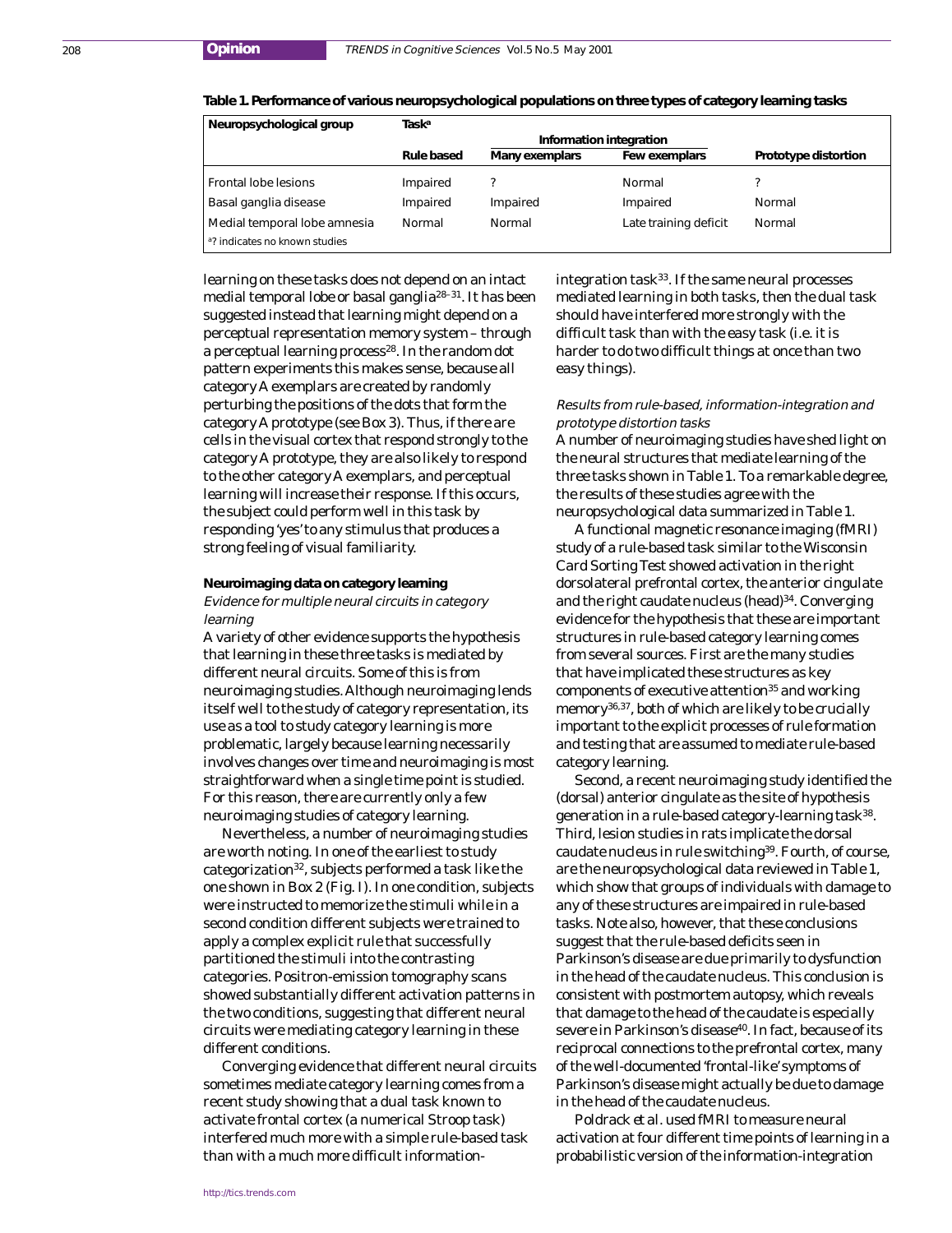**Table 1. Performance of various neuropsychological populations on three types of category learning tasks**

| Neuropsychological group | Task[a] | | | |
|---|---|---|---|---|
| | | Information integration | | |
| | Rule based | Many exemplars | Few exemplars | Prototype distortion |
| Frontal lobe lesions | Impaired | ? | Normal | ? |
| Basal ganglia disease | Impaired | Impaired | Impaired | Normal |
| Medial temporal lobe amnesia | Normal | Normal | Late training deficit | Normal |

[a]? indicates no known studies

learning on these tasks does not depend on an intact medial temporal lobe or basal ganglia[28–31]. It has been suggested instead that learning might depend on a perceptual representation memory system – through a perceptual learning process[28]. In the random dot pattern experiments this makes sense, because all category A exemplars are created by randomly perturbing the positions of the dots that form the category A prototype (see Box 3). Thus, if there are cells in the visual cortex that respond strongly to the category A prototype, they are also likely to respond to the other category A exemplars, and perceptual learning will increase their response. If this occurs, the subject could perform well in this task by responding 'yes' to any stimulus that produces a strong feeling of visual familiarity.

**Neuroimaging data on category learning**

*Evidence for multiple neural circuits in category learning*

A variety of other evidence supports the hypothesis that learning in these three tasks is mediated by different neural circuits. Some of this is from neuroimaging studies. Although neuroimaging lends itself well to the study of category representation, its use as a tool to study category learning is more problematic, largely because learning necessarily involves changes over time and neuroimaging is most straightforward when a single time point is studied. For this reason, there are currently only a few neuroimaging studies of category learning.

Nevertheless, a number of neuroimaging studies are worth noting. In one of the earliest to study categorization[32], subjects performed a task like the one shown in Box 2 (Fig. I). In one condition, subjects were instructed to memorize the stimuli while in a second condition different subjects were trained to apply a complex explicit rule that successfully partitioned the stimuli into the contrasting categories. Positron-emission tomography scans showed substantially different activation patterns in the two conditions, suggesting that different neural circuits were mediating category learning in these different conditions.

Converging evidence that different neural circuits sometimes mediate category learning comes from a recent study showing that a dual task known to activate frontal cortex (a numerical Stroop task) interfered much more with a simple rule-based task than with a much more difficult information-integration task[33]. If the same neural processes mediated learning in both tasks, then the dual task should have interfered more strongly with the difficult task than with the easy task (i.e. it is harder to do two difficult things at once than two easy things).

*Results from rule-based, information-integration and prototype distortion tasks*

A number of neuroimaging studies have shed light on the neural structures that mediate learning of the three tasks shown in Table 1. To a remarkable degree, the results of these studies agree with the neuropsychological data summarized in Table 1.

A functional magnetic resonance imaging (fMRI) study of a rule-based task similar to the Wisconsin Card Sorting Test showed activation in the right dorsolateral prefrontal cortex, the anterior cingulate and the right caudate nucleus (head)[34]. Converging evidence for the hypothesis that these are important structures in rule-based category learning comes from several sources. First are the many studies that have implicated these structures as key components of executive attention[35] and working memory[36,37], both of which are likely to be crucially important to the explicit processes of rule formation and testing that are assumed to mediate rule-based category learning.

Second, a recent neuroimaging study identified the (dorsal) anterior cingulate as the site of hypothesis generation in a rule-based category-learning task[38]. Third, lesion studies in rats implicate the dorsal caudate nucleus in rule switching[39]. Fourth, of course, are the neuropsychological data reviewed in Table 1, which show that groups of individuals with damage to any of these structures are impaired in rule-based tasks. Note also, however, that these conclusions suggest that the rule-based deficits seen in Parkinson's disease are due primarily to dysfunction in the head of the caudate nucleus. This conclusion is consistent with postmortem autopsy, which reveals that damage to the head of the caudate is especially severe in Parkinson's disease[40]. In fact, because of its reciprocal connections to the prefrontal cortex, many of the well-documented 'frontal-like' symptoms of Parkinson's disease might actually be due to damage in the head of the caudate nucleus.

Poldrack *et al.* used fMRI to measure neural activation at four different time points of learning in a probabilistic version of the information-integration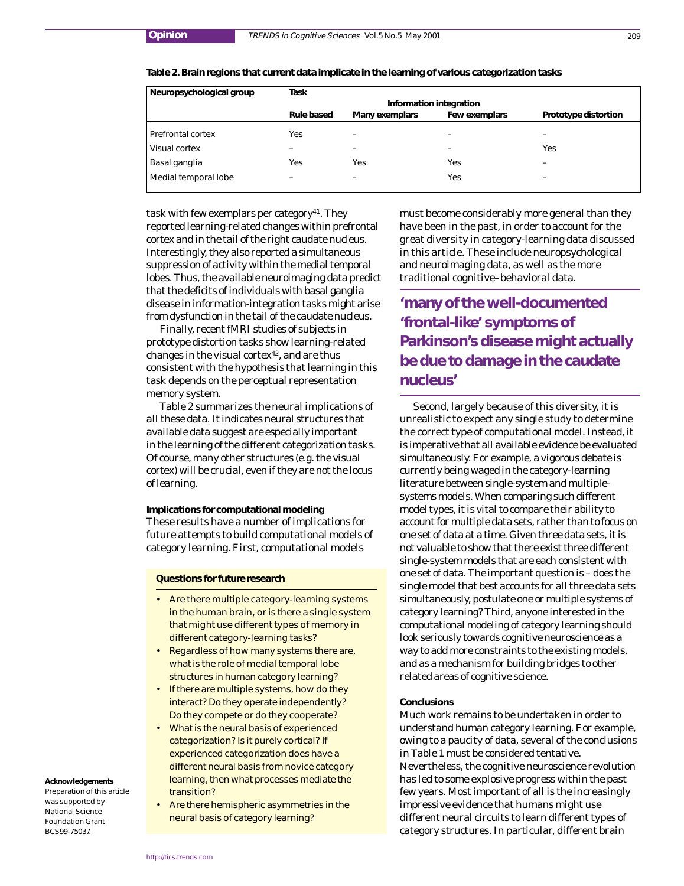**Table 2. Brain regions that current data implicate in the learning of various categorization tasks**

| Neuropsychological group | Task | | | |
|---|---|---|---|---|
| | | Information integration | | |
| | Rule based | Many exemplars | Few exemplars | Prototype distortion |
| Prefrontal cortex | Yes | – | – | – |
| Visual cortex | – | – | – | Yes |
| Basal ganglia | Yes | Yes | Yes | – |
| Medial temporal lobe | – | – | Yes | – |

task with few exemplars per category[41]. They reported learning-related changes within prefrontal cortex and in the tail of the right caudate nucleus. Interestingly, they also reported a simultaneous suppression of activity within the medial temporal lobes. Thus, the available neuroimaging data predict that the deficits of individuals with basal ganglia disease in information-integration tasks might arise from dysfunction in the tail of the caudate nucleus.

Finally, recent fMRI studies of subjects in prototype distortion tasks show learning-related changes in the visual cortex[42], and are thus consistent with the hypothesis that learning in this task depends on the perceptual representation memory system.

Table 2 summarizes the neural implications of all these data. It indicates neural structures that available data suggest are especially important in the learning of the different categorization tasks. Of course, many other structures (e.g. the visual cortex) will be crucial, even if they are not the locus of learning.

**Implications for computational modeling**

These results have a number of implications for future attempts to build computational models of category learning. First, computational models must become considerably more general than they have been in the past, in order to account for the great diversity in category-learning data discussed in this article. These include neuropsychological and neuroimaging data, as well as the more traditional cognitive–behavioral data.

**'many of the well-documented 'frontal-like' symptoms of Parkinson's disease might actually be due to damage in the caudate nucleus'**

Second, largely because of this diversity, it is unrealistic to expect any single study to determine the correct type of computational model. Instead, it is imperative that all available evidence be evaluated simultaneously. For example, a vigorous debate is currently being waged in the category-learning literature between single-system and multiple-systems models. When comparing such different model types, it is vital to compare their ability to account for multiple data sets, rather than to focus on one set of data at a time. Given three data sets, it is not valuable to show that there exist three different single-system models that are each consistent with one set of data. The important question is – does the single model that best accounts for all three data sets simultaneously, postulate one or multiple systems of category learning? Third, anyone interested in the computational modeling of category learning should look seriously towards cognitive neuroscience as a way to add more constraints to the existing models, and as a mechanism for building bridges to other related areas of cognitive science.

**Questions for future research**

- Are there multiple category-learning systems in the human brain, or is there a single system that might use different types of memory in different category-learning tasks?
- Regardless of how many systems there are, what is the role of medial temporal lobe structures in human category learning?
- If there are multiple systems, how do they interact? Do they operate independently? Do they compete or do they cooperate?
- What is the neural basis of experienced categorization? Is it purely cortical? If experienced categorization does have a different neural basis from novice category learning, then what processes mediate the transition?
- Are there hemispheric asymmetries in the neural basis of category learning?

**Conclusions**

Much work remains to be undertaken in order to understand human category learning. For example, owing to a paucity of data, several of the conclusions in Table 1 must be considered tentative. Nevertheless, the cognitive neuroscience revolution has led to some explosive progress within the past few years. Most important of all is the increasingly impressive evidence that humans might use different neural circuits to learn different types of category structures. In particular, different brain

**Acknowledgements**

Preparation of this article was supported by National Science Foundation Grant BCS99-75037.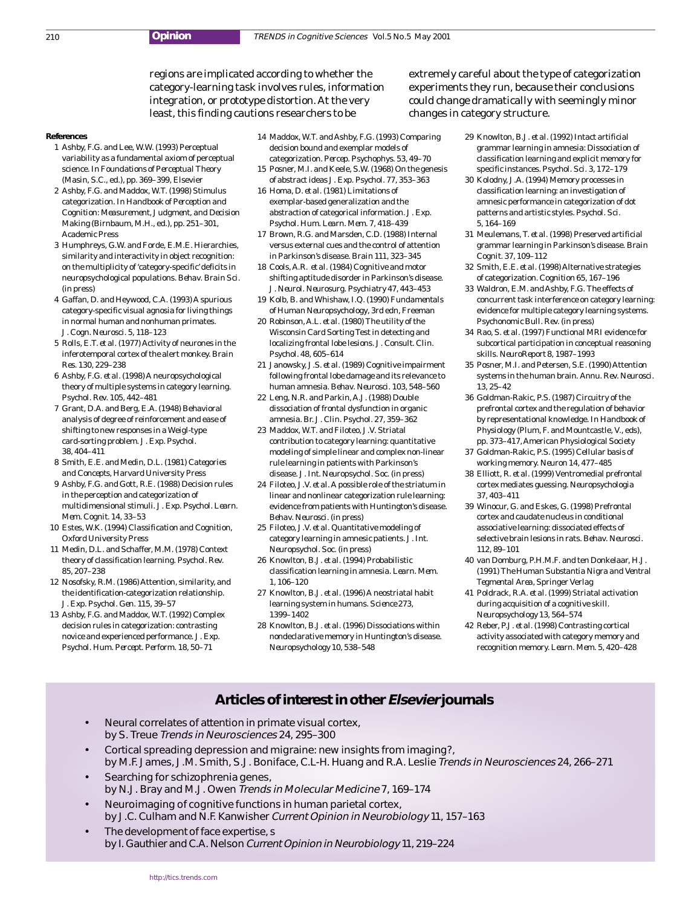regions are implicated according to whether the category-learning task involves rules, information integration, or prototype distortion. At the very least, this finding cautions researchers to be extremely careful about the type of categorization experiments they run, because their conclusions could change dramatically with seemingly minor changes in category structure.

### References

1. Ashby, F.G. and Lee, W.W. (1993) Perceptual variability as a fundamental axiom of perceptual science. In *Foundations of Perceptual Theory* (Masin, S.C., ed.), pp. 369–399, Elsevier
2. Ashby, F.G. and Maddox, W.T. (1998) Stimulus categorization. In *Handbook of Perception and Cognition: Measurement, Judgment, and Decision Making* (Birnbaum, M.H., ed.), pp. 251–301, Academic Press
3. Humphreys, G.W. and Forde, E.M.E. Hierarchies, similarity and interactivity in object recognition: on the multiplicity of 'category-specific' deficits in neuropsychological populations. *Behav. Brain Sci.* (in press)
4. Gaffan, D. and Heywood, C.A. (1993) A spurious category-specific visual agnosia for living things in normal human and nonhuman primates. *J. Cogn. Neurosci.* 5, 118–123
5. Rolls, E.T. *et al.* (1977) Activity of neurones in the inferotemporal cortex of the alert monkey. *Brain Res.* 130, 229–238
6. Ashby, F.G. *et al.* (1998) A neuropsychological theory of multiple systems in category learning. *Psychol. Rev.* 105, 442–481
7. Grant, D.A. and Berg, E.A. (1948) Behavioral analysis of degree of reinforcement and ease of shifting to new responses in a Weigl-type card-sorting problem. *J. Exp. Psychol.* 38, 404–411
8. Smith, E.E. and Medin, D.L. (1981) *Categories and Concepts*, Harvard University Press
9. Ashby, F.G. and Gott, R.E. (1988) Decision rules in the perception and categorization of multidimensional stimuli. *J. Exp. Psychol. Learn. Mem. Cognit.* 14, 33–53
10. Estes, W.K. (1994) *Classification and Cognition*, Oxford University Press
11. Medin, D.L. and Schaffer, M.M. (1978) Context theory of classification learning. *Psychol. Rev.* 85, 207–238
12. Nosofsky, R.M. (1986) Attention, similarity, and the identification-categorization relationship. *J. Exp. Psychol. Gen.* 115, 39–57
13. Ashby, F.G. and Maddox, W.T. (1992) Complex decision rules in categorization: contrasting novice and experienced performance. *J. Exp. Psychol. Hum. Percept. Perform.* 18, 50–71
14. Maddox, W.T. and Ashby, F.G. (1993) Comparing decision bound and exemplar models of categorization. *Percep. Psychophys.* 53, 49–70
15. Posner, M.I. and Keele, S.W. (1968) On the genesis of abstract ideas *J. Exp. Psychol.* 77, 353–363
16. Homa, D. *et al.* (1981) Limitations of exemplar-based generalization and the abstraction of categorical information. *J. Exp. Psychol. Hum. Learn. Mem.* 7, 418–439
17. Brown, R.G. and Marsden, C.D. (1988) Internal versus external cues and the control of attention in Parkinson's disease. *Brain* 111, 323–345
18. Cools, A.R. *et al.* (1984) Cognitive and motor shifting aptitude disorder in Parkinson's disease. *J. Neurol. Neurosurg. Psychiatry* 47, 443–453
19. Kolb, B. and Whishaw, I.Q. (1990) *Fundamentals of Human Neuropsychology*, 3rd edn, Freeman
20. Robinson, A.L. *et al.* (1980) The utility of the Wisconsin Card Sorting Test in detecting and localizing frontal lobe lesions. *J. Consult. Clin. Psychol.* 48, 605–614
21. Janowsky, J.S. *et al.* (1989) Cognitive impairment following frontal lobe damage and its relevance to human amnesia. *Behav. Neurosci.* 103, 548–560
22. Leng, N.R. and Parkin, A.J. (1988) Double dissociation of frontal dysfunction in organic amnesia. *Br. J. Clin. Psychol.* 27, 359–362
23. Maddox, W.T. and Filoteo, J.V. Striatal contribution to category learning: quantitative modeling of simple linear and complex non-linear rule learning in patients with Parkinson's disease. *J. Int. Neuropsychol. Soc.* (in press)
24. Filoteo, J.V. *et al.* A possible role of the striatum in linear and nonlinear categorization rule learning: evidence from patients with Huntington's disease. *Behav. Neurosci.* (in press)
25. Filoteo, J.V. *et al.* Quantitative modeling of category learning in amnesic patients. *J. Int. Neuropsychol. Soc.* (in press)
26. Knowlton, B.J. *et al.* (1994) Probabilistic classification learning in amnesia. *Learn. Mem.* 1, 106–120
27. Knowlton, B.J. *et al.* (1996) A neostriatal habit learning system in humans. *Science* 273, 1399–1402
28. Knowlton, B.J. *et al.* (1996) Dissociations within nondeclarative memory in Huntington's disease. *Neuropsychology* 10, 538–548
29. Knowlton, B.J. *et al.* (1992) Intact artificial grammar learning in amnesia: Dissociation of classification learning and explicit memory for specific instances. *Psychol. Sci.* 3, 172–179
30. Kolodny, J.A. (1994) Memory processes in classification learning: an investigation of amnesic performance in categorization of dot patterns and artistic styles. *Psychol. Sci.* 5, 164–169
31. Meulemans, T. *et al.* (1998) Preserved artificial grammar learning in Parkinson's disease. *Brain Cognit.* 37, 109–112
32. Smith, E.E. *et al.* (1998) Alternative strategies of categorization. *Cognition* 65, 167–196
33. Waldron, E.M. and Ashby, F.G. The effects of concurrent task interference on category learning: evidence for multiple category learning systems. *Psychonomic Bull. Rev.* (in press)
34. Rao, S. *et al.* (1997) Functional MRI evidence for subcortical participation in conceptual reasoning skills. *NeuroReport* 8, 1987–1993
35. Posner, M.I. and Petersen, S.E. (1990) Attention systems in the human brain. *Annu. Rev. Neurosci.* 13, 25–42
36. Goldman-Rakic, P.S. (1987) Circuitry of the prefrontal cortex and the regulation of behavior by representational knowledge. In *Handbook of Physiology* (Plum, F. and Mountcastle, V., eds), pp. 373–417, American Physiological Society
37. Goldman-Rakic, P.S. (1995) Cellular basis of working memory. *Neuron* 14, 477–485
38. Elliott, R. *et al.* (1999) Ventromedial prefrontal cortex mediates guessing. *Neuropsychologia* 37, 403–411
39. Winocur, G. and Eskes, G. (1998) Prefrontal cortex and caudate nucleus in conditional associative learning: dissociated effects of selective brain lesions in rats. *Behav. Neurosci.* 112, 89–101
40. van Domburg, P.H.M.F. and ten Donkelaar, H.J. (1991) *The Human Substantia Nigra and Ventral Tegmental Area*, Springer Verlag
41. Poldrack, R.A. *et al.* (1999) Striatal activation during acquisition of a cognitive skill. *Neuropsychology* 13, 564–574
42. Reber, P.J. *et al.* (1998) Contrasting cortical activity associated with category memory and recognition memory. *Learn. Mem.* 5, 420–428

## Articles of interest in other *Elsevier* journals

- Neural correlates of attention in primate visual cortex, by S. Treue *Trends in Neurosciences* 24, 295–300
- Cortical spreading depression and migraine: new insights from imaging?, by M.F. James, J.M. Smith, S.J. Boniface, C.L-H. Huang and R.A. Leslie *Trends in Neurosciences* 24, 266–271
- Searching for schizophrenia genes, by N.J. Bray and M.J. Owen *Trends in Molecular Medicine* 7, 169–174
- Neuroimaging of cognitive functions in human parietal cortex, by J.C. Culham and N.F. Kanwisher *Current Opinion in Neurobiology* 11, 157–163
- The development of face expertise, s by I. Gauthier and C.A. Nelson *Current Opinion in Neurobiology* 11, 219–224